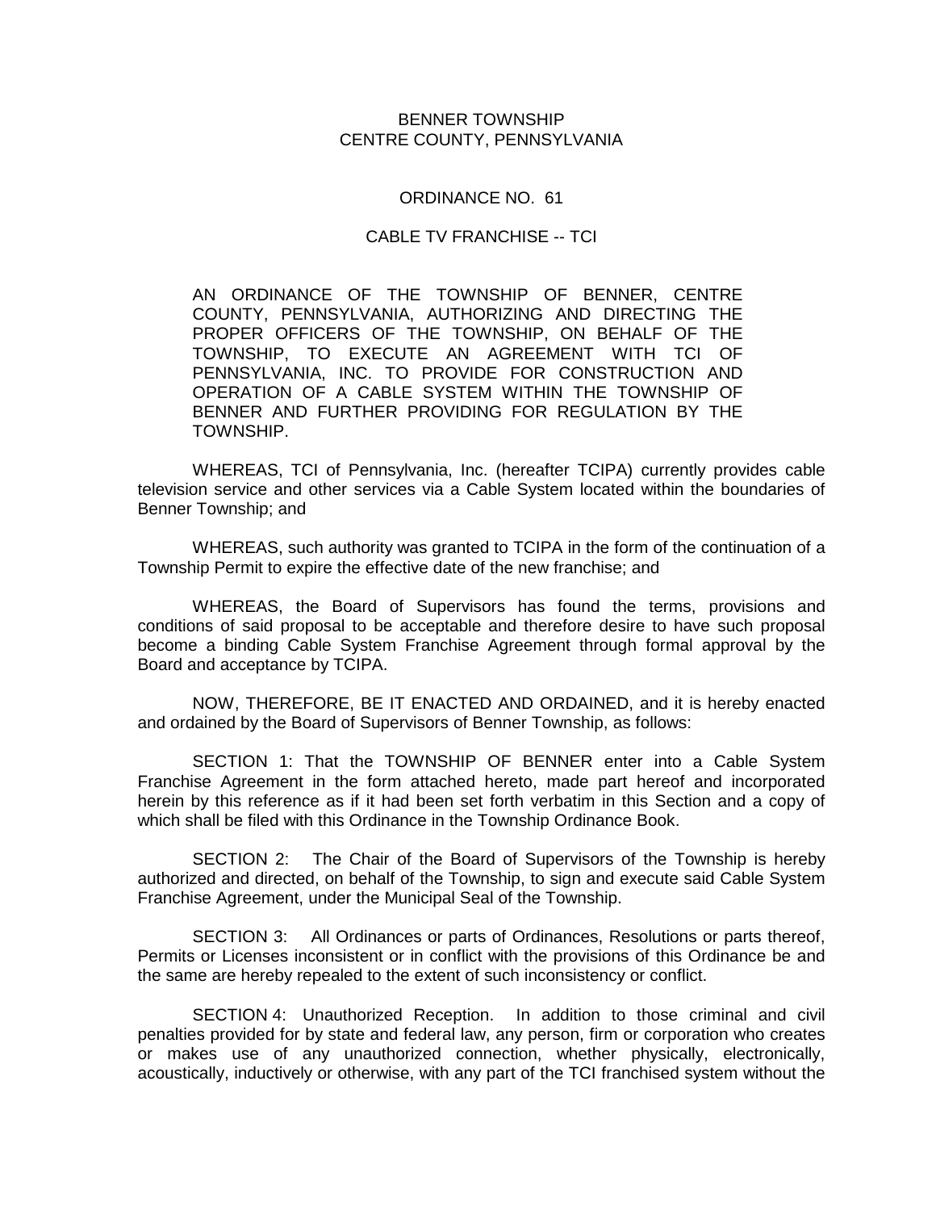# BENNER TOWNSHIP
# CENTRE COUNTY, PENNSYLVANIA

## ORDINANCE NO. 61

## CABLE TV FRANCHISE -- TCI

AN ORDINANCE OF THE TOWNSHIP OF BENNER, CENTRE COUNTY, PENNSYLVANIA, AUTHORIZING AND DIRECTING THE PROPER OFFICERS OF THE TOWNSHIP, ON BEHALF OF THE TOWNSHIP, TO EXECUTE AN AGREEMENT WITH TCI OF PENNSYLVANIA, INC. TO PROVIDE FOR CONSTRUCTION AND OPERATION OF A CABLE SYSTEM WITHIN THE TOWNSHIP OF BENNER AND FURTHER PROVIDING FOR REGULATION BY THE TOWNSHIP.

WHEREAS, TCI of Pennsylvania, Inc. (hereafter TCIPA) currently provides cable television service and other services via a Cable System located within the boundaries of Benner Township; and

WHEREAS, such authority was granted to TCIPA in the form of the continuation of a Township Permit to expire the effective date of the new franchise; and

WHEREAS, the Board of Supervisors has found the terms, provisions and conditions of said proposal to be acceptable and therefore desire to have such proposal become a binding Cable System Franchise Agreement through formal approval by the Board and acceptance by TCIPA.

NOW, THEREFORE, BE IT ENACTED AND ORDAINED, and it is hereby enacted and ordained by the Board of Supervisors of Benner Township, as follows:

SECTION 1: That the TOWNSHIP OF BENNER enter into a Cable System Franchise Agreement in the form attached hereto, made part hereof and incorporated herein by this reference as if it had been set forth verbatim in this Section and a copy of which shall be filed with this Ordinance in the Township Ordinance Book.

SECTION 2: The Chair of the Board of Supervisors of the Township is hereby authorized and directed, on behalf of the Township, to sign and execute said Cable System Franchise Agreement, under the Municipal Seal of the Township.

SECTION 3: All Ordinances or parts of Ordinances, Resolutions or parts thereof, Permits or Licenses inconsistent or in conflict with the provisions of this Ordinance be and the same are hereby repealed to the extent of such inconsistency or conflict.

SECTION 4: Unauthorized Reception. In addition to those criminal and civil penalties provided for by state and federal law, any person, firm or corporation who creates or makes use of any unauthorized connection, whether physically, electronically, acoustically, inductively or otherwise, with any part of the TCI franchised system without the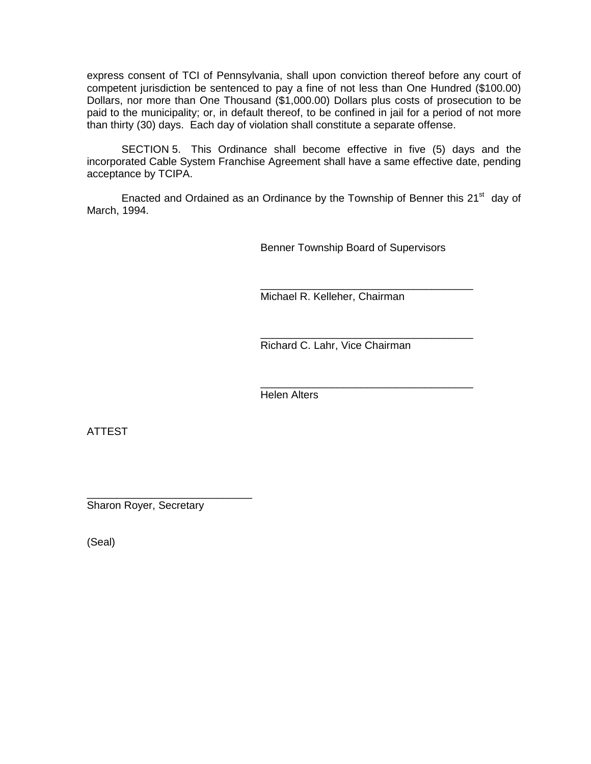express consent of TCI of Pennsylvania, shall upon conviction thereof before any court of competent jurisdiction be sentenced to pay a fine of not less than One Hundred ($100.00) Dollars, nor more than One Thousand ($1,000.00) Dollars plus costs of prosecution to be paid to the municipality; or, in default thereof, to be confined in jail for a period of not more than thirty (30) days. Each day of violation shall constitute a separate offense.

SECTION 5. This Ordinance shall become effective in five (5) days and the incorporated Cable System Franchise Agreement shall have a same effective date, pending acceptance by TCIPA.

Enacted and Ordained as an Ordinance by the Township of Benner this 21st day of March, 1994.

Benner Township Board of Supervisors

\_\_\_\_\_\_\_\_\_\_\_\_\_\_\_\_\_\_\_\_\_\_\_\_\_\_\_\_\_\_\_\_\_\_\_\_
Michael R. Kelleher, Chairman

\_\_\_\_\_\_\_\_\_\_\_\_\_\_\_\_\_\_\_\_\_\_\_\_\_\_\_\_\_\_\_\_\_\_\_\_
Richard C. Lahr, Vice Chairman

\_\_\_\_\_\_\_\_\_\_\_\_\_\_\_\_\_\_\_\_\_\_\_\_\_\_\_\_\_\_\_\_\_\_\_\_
Helen Alters

ATTEST

\_\_\_\_\_\_\_\_\_\_\_\_\_\_\_\_\_\_\_\_\_\_\_\_\_\_\_\_
Sharon Royer, Secretary

(Seal)